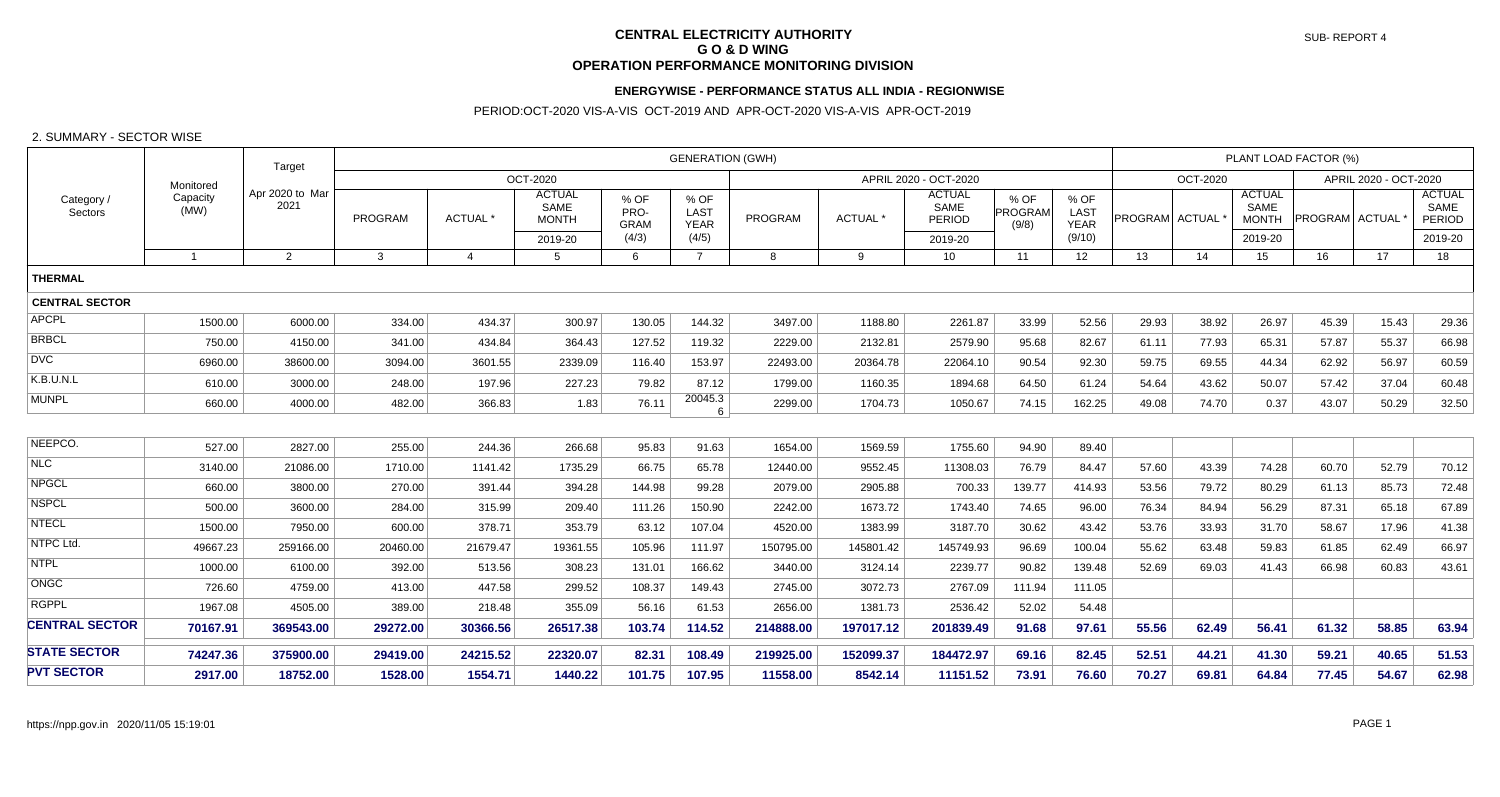# CENTRAL ELECTRICITY AUTHORITY
## G O & D WING
## OPERATION PERFORMANCE MONITORING DIVISION

SUB- REPORT 4

### ENERGYWISE - PERFORMANCE STATUS ALL INDIA - REGIONWISE

PERIOD:OCT-2020 VIS-A-VIS OCT-2019 AND APR-OCT-2020 VIS-A-VIS APR-OCT-2019

2. SUMMARY - SECTOR WISE

| Category / Sectors | Monitored Capacity (MW) | Target Apr 2020 to Mar 2021 | GENERATION (GWH) OCT-2020 PROGRAM | | | | | GENERATION (GWH) APRIL 2020 - OCT-2020 PROGRAM | | | | | PLANT LOAD FACTOR (%) OCT-2020 PROGRAM | | | PLANT LOAD FACTOR (%) APRIL 2020 - OCT-2020 PROGRAM | | |
|---|---|---|---|---|---|---|---|---|---|---|---|---|---|---|---|---|---|---|
| | | | PROGRAM | ACTUAL * | ACTUAL SAME MONTH 2019-20 | % OF PRO-GRAM (4/3) | % OF LAST YEAR (4/5) | PROGRAM | ACTUAL * | ACTUAL SAME PERIOD 2019-20 | % OF PROGRAM (9/8) | % OF LAST YEAR (9/10) | PROGRAM | ACTUAL * | ACTUAL SAME MONTH 2019-20 | PROGRAM | ACTUAL * | ACTUAL SAME PERIOD 2019-20 |
| | 1 | 2 | 3 | 4 | 5 | 6 | 7 | 8 | 9 | 10 | 11 | 12 | 13 | 14 | 15 | 16 | 17 | 18 |
| **THERMAL** | | | | | | | | | | | | | | | | | | |
| **CENTRAL SECTOR** | | | | | | | | | | | | | | | | | | |
| APCPL | 1500.00 | 6000.00 | 334.00 | 434.37 | 300.97 | 130.05 | 144.32 | 3497.00 | 1188.80 | 2261.87 | 33.99 | 52.56 | 29.93 | 38.92 | 26.97 | 45.39 | 15.43 | 29.36 |
| BRBCL | 750.00 | 4150.00 | 341.00 | 434.84 | 364.43 | 127.52 | 119.32 | 2229.00 | 2132.81 | 2579.90 | 95.68 | 82.67 | 61.11 | 77.93 | 65.31 | 57.87 | 55.37 | 66.98 |
| DVC | 6960.00 | 38600.00 | 3094.00 | 3601.55 | 2339.09 | 116.40 | 153.97 | 22493.00 | 20364.78 | 22064.10 | 90.54 | 92.30 | 59.75 | 69.55 | 44.34 | 62.92 | 56.97 | 60.59 |
| K.B.U.N.L | 610.00 | 3000.00 | 248.00 | 197.96 | 227.23 | 79.82 | 87.12 | 1799.00 | 1160.35 | 1894.68 | 64.50 | 61.24 | 54.64 | 43.62 | 50.07 | 57.42 | 37.04 | 60.48 |
| MUNPL | 660.00 | 4000.00 | 482.00 | 366.83 | 1.83 | 76.11 | 20045.36 | 2299.00 | 1704.73 | 1050.67 | 74.15 | 162.25 | 49.08 | 74.70 | 0.37 | 43.07 | 50.29 | 32.50 |
| NEEPCO. | 527.00 | 2827.00 | 255.00 | 244.36 | 266.68 | 95.83 | 91.63 | 1654.00 | 1569.59 | 1755.60 | 94.90 | 89.40 | | | | | | |
| NLC | 3140.00 | 21086.00 | 1710.00 | 1141.42 | 1735.29 | 66.75 | 65.78 | 12440.00 | 9552.45 | 11308.03 | 76.79 | 84.47 | 57.60 | 43.39 | 74.28 | 60.70 | 52.79 | 70.12 |
| NPGCL | 660.00 | 3800.00 | 270.00 | 391.44 | 394.28 | 144.98 | 99.28 | 2079.00 | 2905.88 | 700.33 | 139.77 | 414.93 | 53.56 | 79.72 | 80.29 | 61.13 | 85.73 | 72.48 |
| NSPCL | 500.00 | 3600.00 | 284.00 | 315.99 | 209.40 | 111.26 | 150.90 | 2242.00 | 1673.72 | 1743.40 | 74.65 | 96.00 | 76.34 | 84.94 | 56.29 | 87.31 | 65.18 | 67.89 |
| NTECL | 1500.00 | 7950.00 | 600.00 | 378.71 | 353.79 | 63.12 | 107.04 | 4520.00 | 1383.99 | 3187.70 | 30.62 | 43.42 | 53.76 | 33.93 | 31.70 | 58.67 | 17.96 | 41.38 |
| NTPC Ltd. | 49667.23 | 259166.00 | 20460.00 | 21679.47 | 19361.55 | 105.96 | 111.97 | 150795.00 | 145801.42 | 145749.93 | 96.69 | 100.04 | 55.62 | 63.48 | 59.83 | 61.85 | 62.49 | 66.97 |
| NTPL | 1000.00 | 6100.00 | 392.00 | 513.56 | 308.23 | 131.01 | 166.62 | 3440.00 | 3124.14 | 2239.77 | 90.82 | 139.48 | 52.69 | 69.03 | 41.43 | 66.98 | 60.83 | 43.61 |
| ONGC | 726.60 | 4759.00 | 413.00 | 447.58 | 299.52 | 108.37 | 149.43 | 2745.00 | 3072.73 | 2767.09 | 111.94 | 111.05 | | | | | | |
| RGPPL | 1967.08 | 4505.00 | 389.00 | 218.48 | 355.09 | 56.16 | 61.53 | 2656.00 | 1381.73 | 2536.42 | 52.02 | 54.48 | | | | | | |
| **CENTRAL SECTOR** | **70167.91** | **369543.00** | **29272.00** | **30366.56** | **26517.38** | **103.74** | **114.52** | **214888.00** | **197017.12** | **201839.49** | **91.68** | **97.61** | **55.56** | **62.49** | **56.41** | **61.32** | **58.85** | **63.94** |
| **STATE SECTOR** | **74247.36** | **375900.00** | **29419.00** | **24215.52** | **22320.07** | **82.31** | **108.49** | **219925.00** | **152099.37** | **184472.97** | **69.16** | **82.45** | **52.51** | **44.21** | **41.30** | **59.21** | **40.65** | **51.53** |
| **PVT SECTOR** | **2917.00** | **18752.00** | **1528.00** | **1554.71** | **1440.22** | **101.75** | **107.95** | **11558.00** | **8542.14** | **11151.52** | **73.91** | **76.60** | **70.27** | **69.81** | **64.84** | **77.45** | **54.67** | **62.98** |

https://npp.gov.in 2020/11/05 15:19:01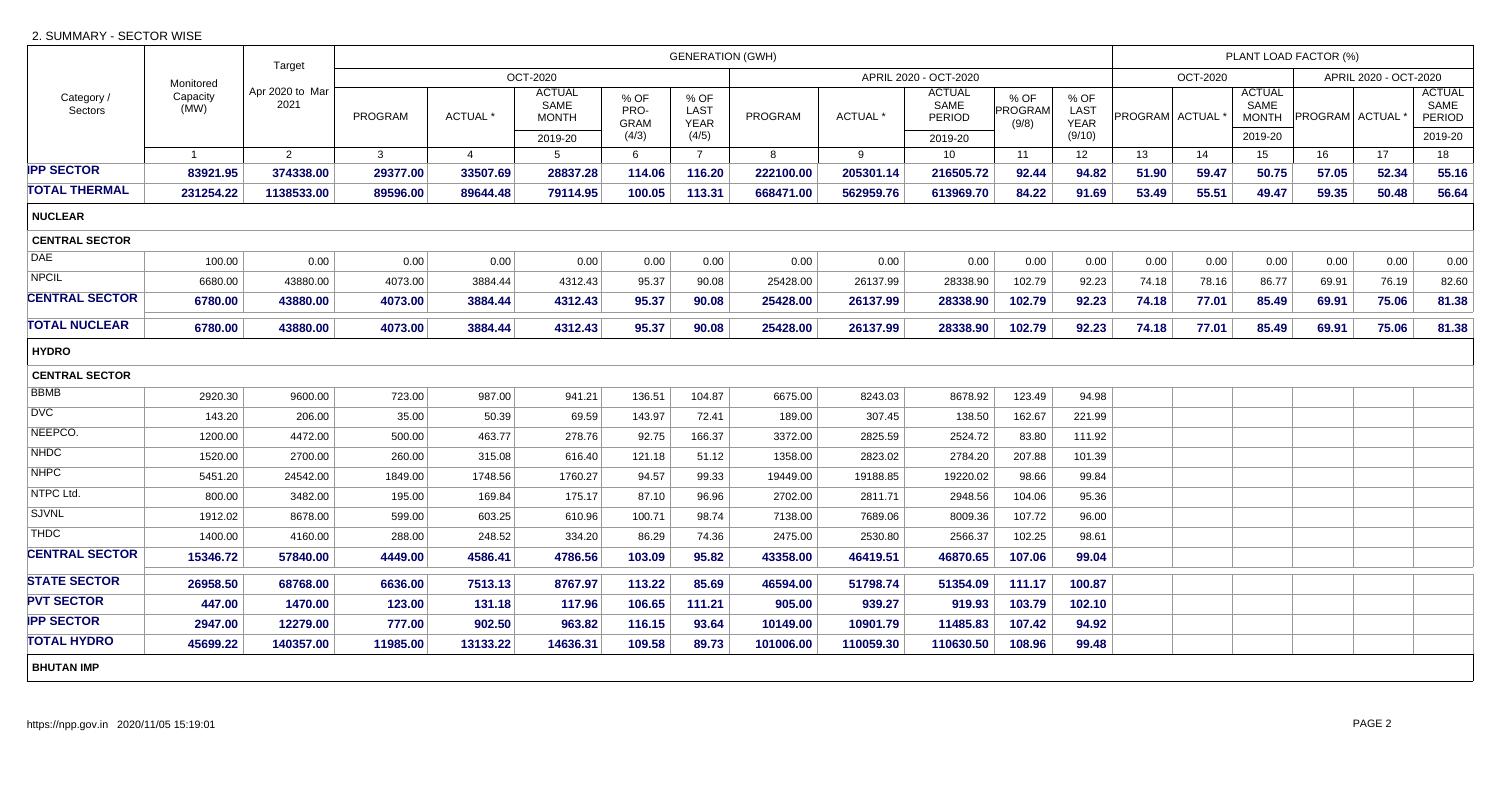2. SUMMARY - SECTOR WISE

| Category / Sectors | Monitored Capacity (MW) | Target Apr 2020 to Mar 2021 | GENERATION (GWH) OCT-2020 PROGRAM | ACTUAL * | ACTUAL SAME MONTH 2019-20 | % OF PRO-GRAM (4/3) | % OF LAST YEAR (4/5) | APRIL 2020 - OCT-2020 PROGRAM | ACTUAL * | ACTUAL SAME PERIOD 2019-20 | % OF PROGRAM (9/8) | % OF LAST YEAR (9/10) | PLANT LOAD FACTOR (%) OCT-2020 PROGRAM | ACTUAL * | ACTUAL SAME MONTH 2019-20 | APRIL 2020 - OCT-2020 PROGRAM | ACTUAL * | ACTUAL SAME PERIOD 2019-20 |
|---|---|---|---|---|---|---|---|---|---|---|---|---|---|---|---|---|---|---|
| | 1 | 2 | 3 | 4 | 5 | 6 | 7 | 8 | 9 | 10 | 11 | 12 | 13 | 14 | 15 | 16 | 17 | 18 |
| **IPP SECTOR** | **83921.95** | **374338.00** | **29377.00** | **33507.69** | **28837.28** | **114.06** | **116.20** | **222100.00** | **205301.14** | **216505.72** | **92.44** | **94.82** | **51.90** | **59.47** | **50.75** | **57.05** | **52.34** | **55.16** |
| **TOTAL THERMAL** | **231254.22** | **1138533.00** | **89596.00** | **89644.48** | **79114.95** | **100.05** | **113.31** | **668471.00** | **562959.76** | **613969.70** | **84.22** | **91.69** | **53.49** | **55.51** | **49.47** | **59.35** | **50.48** | **56.64** |
| **NUCLEAR** | | | | | | | | | | | | | | | | | | |
| **CENTRAL SECTOR** | | | | | | | | | | | | | | | | | | |
| DAE | 100.00 | 0.00 | 0.00 | 0.00 | 0.00 | 0.00 | 0.00 | 0.00 | 0.00 | 0.00 | 0.00 | 0.00 | 0.00 | 0.00 | 0.00 | 0.00 | 0.00 | 0.00 |
| NPCIL | 6680.00 | 43880.00 | 4073.00 | 3884.44 | 4312.43 | 95.37 | 90.08 | 25428.00 | 26137.99 | 28338.90 | 102.79 | 92.23 | 74.18 | 78.16 | 86.77 | 69.91 | 76.19 | 82.60 |
| **CENTRAL SECTOR** | **6780.00** | **43880.00** | **4073.00** | **3884.44** | **4312.43** | **95.37** | **90.08** | **25428.00** | **26137.99** | **28338.90** | **102.79** | **92.23** | **74.18** | **77.01** | **85.49** | **69.91** | **75.06** | **81.38** |
| **TOTAL NUCLEAR** | **6780.00** | **43880.00** | **4073.00** | **3884.44** | **4312.43** | **95.37** | **90.08** | **25428.00** | **26137.99** | **28338.90** | **102.79** | **92.23** | **74.18** | **77.01** | **85.49** | **69.91** | **75.06** | **81.38** |
| **HYDRO** | | | | | | | | | | | | | | | | | | |
| **CENTRAL SECTOR** | | | | | | | | | | | | | | | | | | |
| BBMB | 2920.30 | 9600.00 | 723.00 | 987.00 | 941.21 | 136.51 | 104.87 | 6675.00 | 8243.03 | 8678.92 | 123.49 | 94.98 | | | | | | |
| DVC | 143.20 | 206.00 | 35.00 | 50.39 | 69.59 | 143.97 | 72.41 | 189.00 | 307.45 | 138.50 | 162.67 | 221.99 | | | | | | |
| NEEPCO. | 1200.00 | 4472.00 | 500.00 | 463.77 | 278.76 | 92.75 | 166.37 | 3372.00 | 2825.59 | 2524.72 | 83.80 | 111.92 | | | | | | |
| NHDC | 1520.00 | 2700.00 | 260.00 | 315.08 | 616.40 | 121.18 | 51.12 | 1358.00 | 2823.02 | 2784.20 | 207.88 | 101.39 | | | | | | |
| NHPC | 5451.20 | 24542.00 | 1849.00 | 1748.56 | 1760.27 | 94.57 | 99.33 | 19449.00 | 19188.85 | 19220.02 | 98.66 | 99.84 | | | | | | |
| NTPC Ltd. | 800.00 | 3482.00 | 195.00 | 169.84 | 175.17 | 87.10 | 96.96 | 2702.00 | 2811.71 | 2948.56 | 104.06 | 95.36 | | | | | | |
| SJVNL | 1912.02 | 8678.00 | 599.00 | 603.25 | 610.96 | 100.71 | 98.74 | 7138.00 | 7689.06 | 8009.36 | 107.72 | 96.00 | | | | | | |
| THDC | 1400.00 | 4160.00 | 288.00 | 248.52 | 334.20 | 86.29 | 74.36 | 2475.00 | 2530.80 | 2566.37 | 102.25 | 98.61 | | | | | | |
| **CENTRAL SECTOR** | **15346.72** | **57840.00** | **4449.00** | **4586.41** | **4786.56** | **103.09** | **95.82** | **43358.00** | **46419.51** | **46870.65** | **107.06** | **99.04** | | | | | | |
| **STATE SECTOR** | **26958.50** | **68768.00** | **6636.00** | **7513.13** | **8767.97** | **113.22** | **85.69** | **46594.00** | **51798.74** | **51354.09** | **111.17** | **100.87** | | | | | | |
| **PVT SECTOR** | **447.00** | **1470.00** | **123.00** | **131.18** | **117.96** | **106.65** | **111.21** | **905.00** | **939.27** | **919.93** | **103.79** | **102.10** | | | | | | |
| **IPP SECTOR** | **2947.00** | **12279.00** | **777.00** | **902.50** | **963.82** | **116.15** | **93.64** | **10149.00** | **10901.79** | **11485.83** | **107.42** | **94.92** | | | | | | |
| **TOTAL HYDRO** | **45699.22** | **140357.00** | **11985.00** | **13133.22** | **14636.31** | **109.58** | **89.73** | **101006.00** | **110059.30** | **110630.50** | **108.96** | **99.48** | | | | | | |
| **BHUTAN IMP** | | | | | | | | | | | | | | | | | | |

https://npp.gov.in 2020/11/05 15:19:01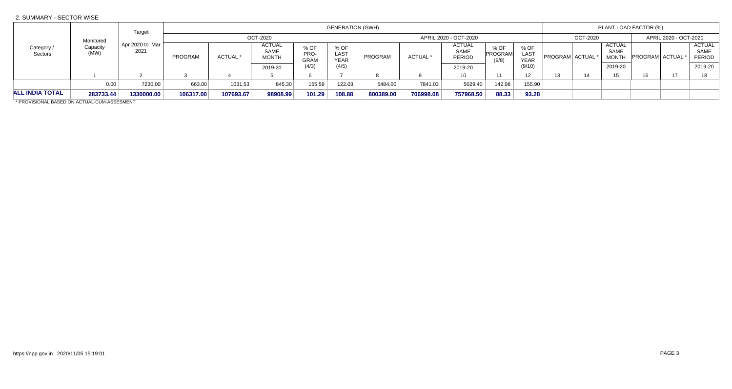## 2. SUMMARY - SECTOR WISE

| Category / Sectors | Monitored Capacity (MW) | Target | GENERATION (GWH) | | | | | | | | | | PLANT LOAD FACTOR (%) | | | | | |
|---|---|---|---|---|---|---|---|---|---|---|---|---|---|---|---|---|---|---|
| | | Apr 2020 to Mar 2021 | OCT-2020 | | | | | APRIL 2020 - OCT-2020 | | | | | OCT-2020 | | | APRIL 2020 - OCT-2020 | | |
| | | | PROGRAM | ACTUAL * | ACTUAL SAME MONTH 2019-20 | % OF PRO-GRAM (4/3) | % OF LAST YEAR (4/5) | PROGRAM | ACTUAL * | ACTUAL SAME PERIOD 2019-20 | % OF PROGRAM (9/8) | % OF LAST YEAR (9/10) | PROGRAM | ACTUAL * | ACTUAL SAME MONTH 2019-20 | PROGRAM | ACTUAL * | ACTUAL SAME PERIOD 2019-20 |
| | 1 | 2 | 3 | 4 | 5 | 6 | 7 | 8 | 9 | 10 | 11 | 12 | 13 | 14 | 15 | 16 | 17 | 18 |
| | 0.00 | 7230.00 | 663.00 | 1031.53 | 845.30 | 155.59 | 122.03 | 5484.00 | 7841.03 | 5029.40 | 142.98 | 155.90 | | | | | | |
| **ALL INDIA TOTAL** | **283733.44** | **1330000.00** | **106317.00** | **107693.67** | **98908.99** | **101.29** | **108.88** | **800389.00** | **706998.08** | **757968.50** | **88.33** | **93.28** | | | | | | |

\* PROVISIONAL BASED ON ACTUAL-CUM-ASSESMENT

https://npp.gov.in 2020/11/05 15:19:01